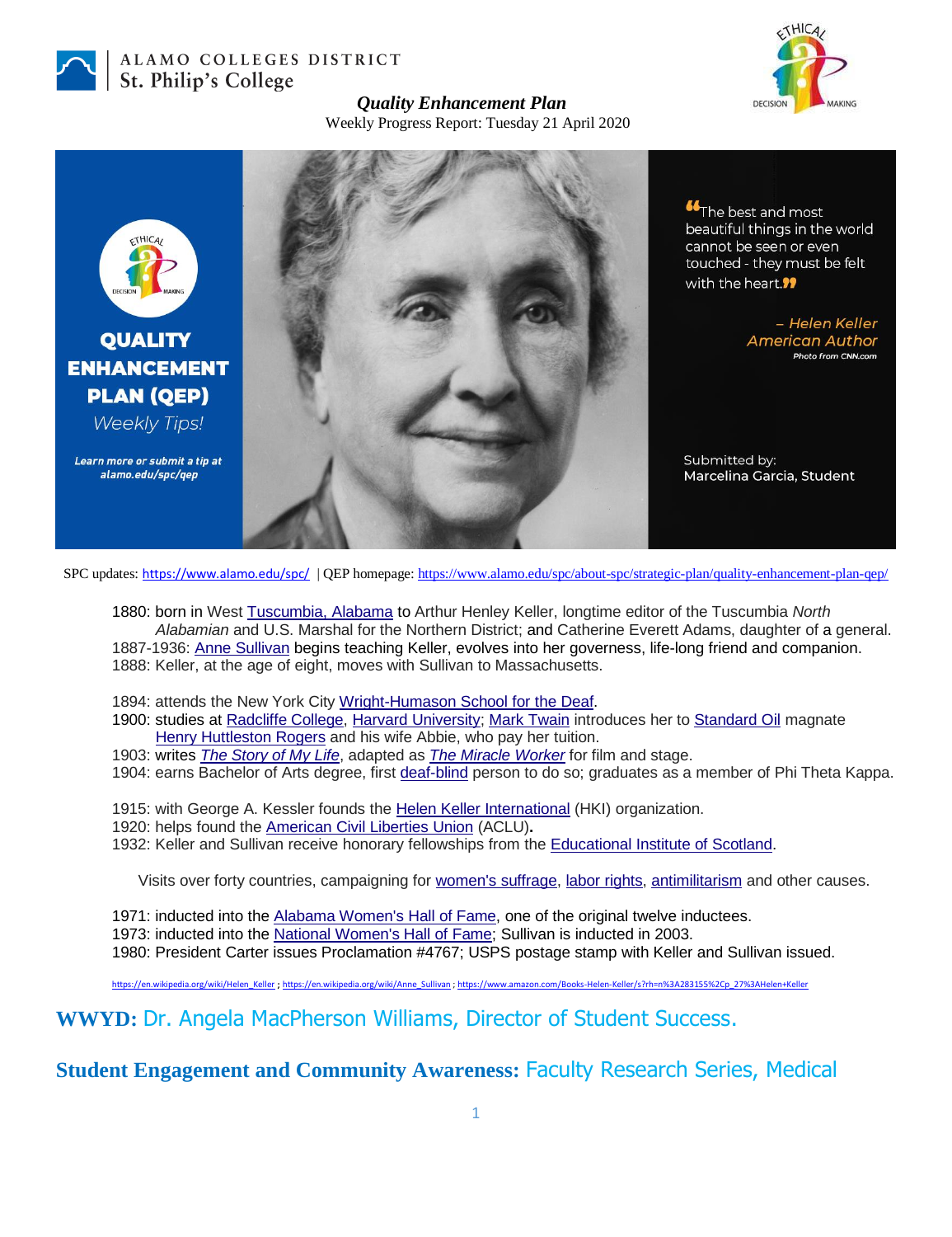ALAMO COLLEGES DISTRICT
St. Philip's College

***Quality Enhancement Plan***

Weekly Progress Report: Tuesday 21 April 2020

QUALITY ENHANCEMENT PLAN (QEP)

*Weekly Tips!*

*Learn more or submit a tip at alamo.edu/spc/qep*

"The best and most beautiful things in the world cannot be seen or even touched - they must be felt with the heart."

*– Helen Keller*
*American Author*

*Photo from CNN.com*

Submitted by:
Marcelina Garcia, Student

SPC updates: https://www.alamo.edu/spc/ | QEP homepage: https://www.alamo.edu/spc/about-spc/strategic-plan/quality-enhancement-plan-qep/

1880: born in West Tuscumbia, Alabama to Arthur Henley Keller, longtime editor of the Tuscumbia *North Alabamian* and U.S. Marshal for the Northern District; and Catherine Everett Adams, daughter of a general.
1887-1936: Anne Sullivan begins teaching Keller, evolves into her governess, life-long friend and companion.
1888: Keller, at the age of eight, moves with Sullivan to Massachusetts.

1894: attends the New York City Wright-Humason School for the Deaf.
1900: studies at Radcliffe College, Harvard University; Mark Twain introduces her to Standard Oil magnate Henry Huttleston Rogers and his wife Abbie, who pay her tuition.
1903: writes *The Story of My Life*, adapted as *The Miracle Worker* for film and stage.
1904: earns Bachelor of Arts degree, first deaf-blind person to do so; graduates as a member of Phi Theta Kappa.

1915: with George A. Kessler founds the Helen Keller International (HKI) organization.
1920: helps found the American Civil Liberties Union (ACLU)**.**
1932: Keller and Sullivan receive honorary fellowships from the Educational Institute of Scotland.

Visits over forty countries, campaigning for women's suffrage, labor rights, antimilitarism and other causes.

1971: inducted into the Alabama Women's Hall of Fame, one of the original twelve inductees.
1973: inducted into the National Women's Hall of Fame; Sullivan is inducted in 2003.
1980: President Carter issues Proclamation #4767; USPS postage stamp with Keller and Sullivan issued.

https://en.wikipedia.org/wiki/Helen_Keller ; https://en.wikipedia.org/wiki/Anne_Sullivan ; https://www.amazon.com/Books-Helen-Keller/s?rh=n%3A283155%2Cp_27%3AHelen+Keller

## **WWYD:** Dr. Angela MacPherson Williams, Director of Student Success.

## **Student Engagement and Community Awareness:** Faculty Research Series, Medical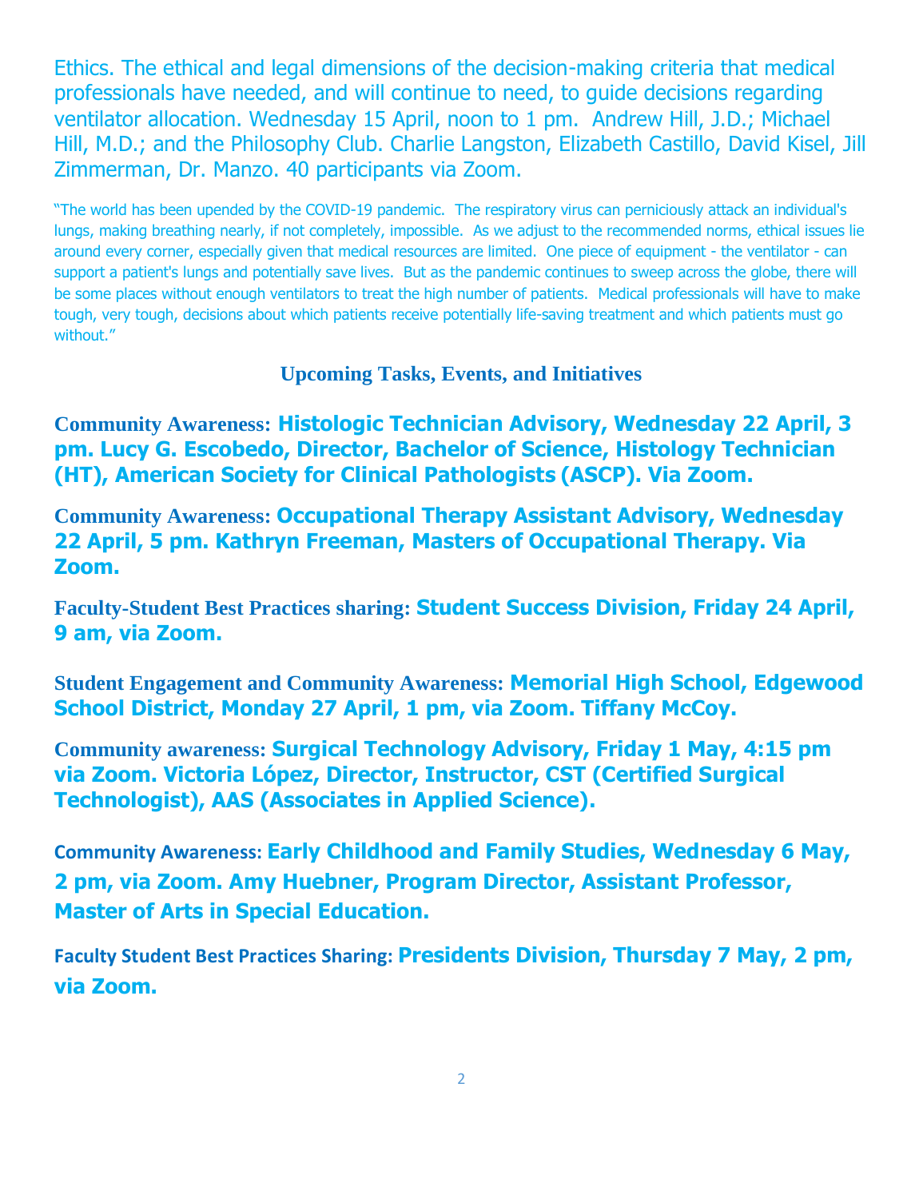Ethics. The ethical and legal dimensions of the decision-making criteria that medical professionals have needed, and will continue to need, to guide decisions regarding ventilator allocation. Wednesday 15 April, noon to 1 pm. Andrew Hill, J.D.; Michael Hill, M.D.; and the Philosophy Club. Charlie Langston, Elizabeth Castillo, David Kisel, Jill Zimmerman, Dr. Manzo. 40 participants via Zoom.

"The world has been upended by the COVID-19 pandemic. The respiratory virus can perniciously attack an individual's lungs, making breathing nearly, if not completely, impossible. As we adjust to the recommended norms, ethical issues lie around every corner, especially given that medical resources are limited. One piece of equipment - the ventilator - can support a patient's lungs and potentially save lives. But as the pandemic continues to sweep across the globe, there will be some places without enough ventilators to treat the high number of patients. Medical professionals will have to make tough, very tough, decisions about which patients receive potentially life-saving treatment and which patients must go without."

## Upcoming Tasks, Events, and Initiatives

**Community Awareness:** **Histologic Technician Advisory, Wednesday 22 April, 3 pm. Lucy G. Escobedo, Director, Bachelor of Science, Histology Technician (HT), American Society for Clinical Pathologists (ASCP). Via Zoom.**

**Community Awareness:** **Occupational Therapy Assistant Advisory, Wednesday 22 April, 5 pm. Kathryn Freeman, Masters of Occupational Therapy. Via Zoom.**

**Faculty-Student Best Practices sharing:** **Student Success Division, Friday 24 April, 9 am, via Zoom.**

**Student Engagement and Community Awareness:** **Memorial High School, Edgewood School District, Monday 27 April, 1 pm, via Zoom. Tiffany McCoy.**

**Community awareness:** **Surgical Technology Advisory, Friday 1 May, 4:15 pm via Zoom. Victoria López, Director, Instructor, CST (Certified Surgical Technologist), AAS (Associates in Applied Science).**

**Community Awareness:** **Early Childhood and Family Studies, Wednesday 6 May, 2 pm, via Zoom. Amy Huebner, Program Director, Assistant Professor, Master of Arts in Special Education.**

**Faculty Student Best Practices Sharing:** **Presidents Division, Thursday 7 May, 2 pm, via Zoom.**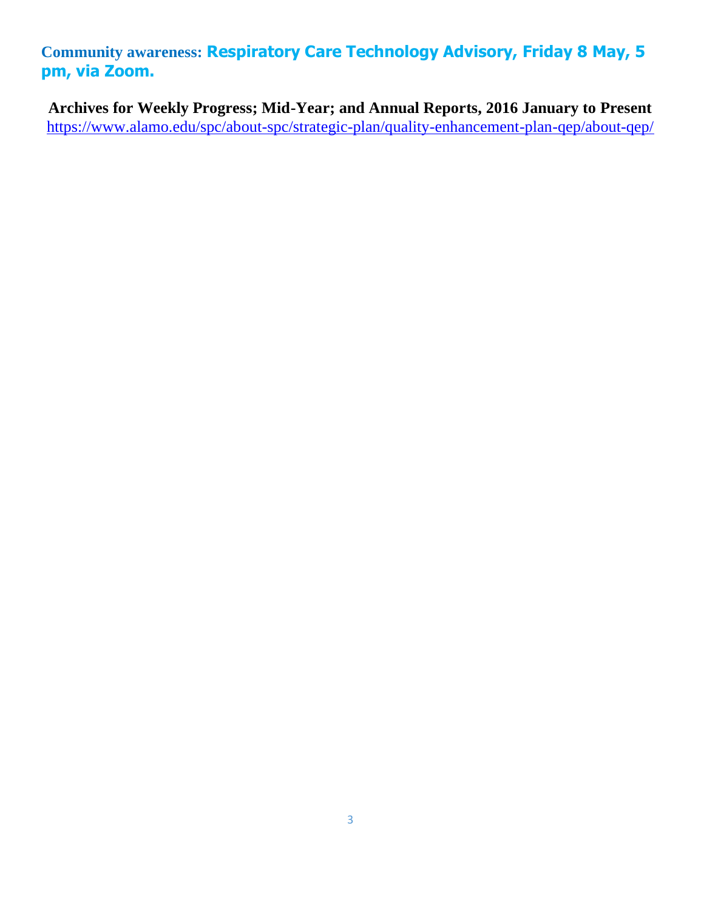**Community awareness: Respiratory Care Technology Advisory, Friday 8 May, 5 pm, via Zoom.**

**Archives for Weekly Progress; Mid-Year; and Annual Reports, 2016 January to Present**
https://www.alamo.edu/spc/about-spc/strategic-plan/quality-enhancement-plan-qep/about-qep/